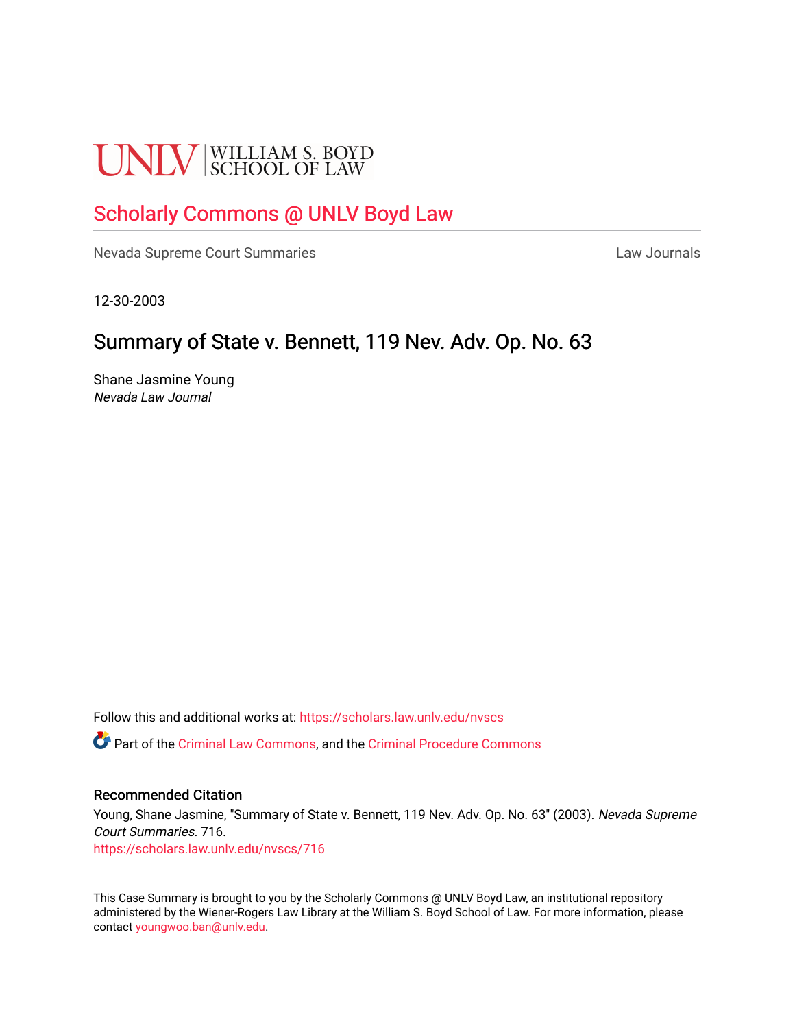UNLV | WILLIAM S. BOYD SCHOOL OF LAW

## Scholarly Commons @ UNLV Boyd Law

Nevada Supreme Court Summaries

Law Journals

12-30-2003

# Summary of State v. Bennett, 119 Nev. Adv. Op. No. 63

Shane Jasmine Young
*Nevada Law Journal*

Follow this and additional works at: https://scholars.law.unlv.edu/nvscs

Part of the Criminal Law Commons, and the Criminal Procedure Commons

### Recommended Citation

Young, Shane Jasmine, "Summary of State v. Bennett, 119 Nev. Adv. Op. No. 63" (2003). *Nevada Supreme Court Summaries*. 716.
https://scholars.law.unlv.edu/nvscs/716

This Case Summary is brought to you by the Scholarly Commons @ UNLV Boyd Law, an institutional repository administered by the Wiener-Rogers Law Library at the William S. Boyd School of Law. For more information, please contact youngwoo.ban@unlv.edu.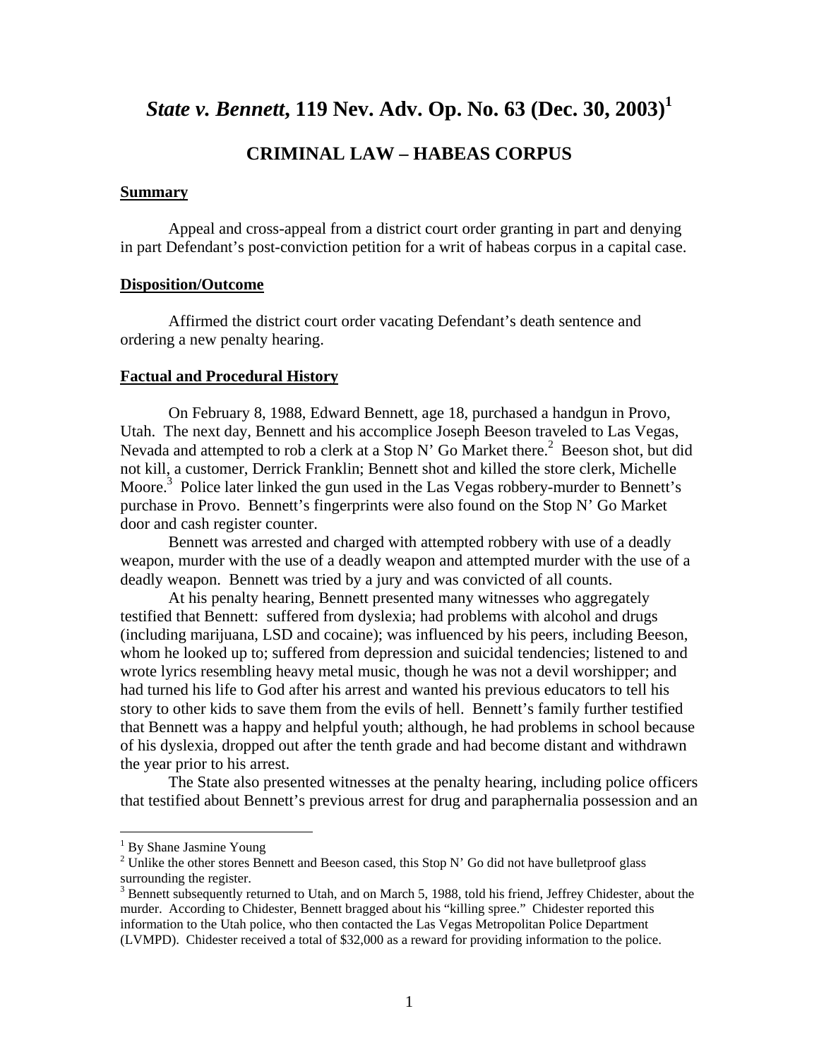# *State v. Bennett*, 119 Nev. Adv. Op. No. 63 (Dec. 30, 2003)[1]

## CRIMINAL LAW – HABEAS CORPUS

### Summary

Appeal and cross-appeal from a district court order granting in part and denying in part Defendant's post-conviction petition for a writ of habeas corpus in a capital case.

### Disposition/Outcome

Affirmed the district court order vacating Defendant's death sentence and ordering a new penalty hearing.

### Factual and Procedural History

On February 8, 1988, Edward Bennett, age 18, purchased a handgun in Provo, Utah. The next day, Bennett and his accomplice Joseph Beeson traveled to Las Vegas, Nevada and attempted to rob a clerk at a Stop N' Go Market there.[2] Beeson shot, but did not kill, a customer, Derrick Franklin; Bennett shot and killed the store clerk, Michelle Moore.[3] Police later linked the gun used in the Las Vegas robbery-murder to Bennett's purchase in Provo. Bennett's fingerprints were also found on the Stop N' Go Market door and cash register counter.

Bennett was arrested and charged with attempted robbery with use of a deadly weapon, murder with the use of a deadly weapon and attempted murder with the use of a deadly weapon. Bennett was tried by a jury and was convicted of all counts.

At his penalty hearing, Bennett presented many witnesses who aggregately testified that Bennett: suffered from dyslexia; had problems with alcohol and drugs (including marijuana, LSD and cocaine); was influenced by his peers, including Beeson, whom he looked up to; suffered from depression and suicidal tendencies; listened to and wrote lyrics resembling heavy metal music, though he was not a devil worshipper; and had turned his life to God after his arrest and wanted his previous educators to tell his story to other kids to save them from the evils of hell. Bennett's family further testified that Bennett was a happy and helpful youth; although, he had problems in school because of his dyslexia, dropped out after the tenth grade and had become distant and withdrawn the year prior to his arrest.

The State also presented witnesses at the penalty hearing, including police officers that testified about Bennett's previous arrest for drug and paraphernalia possession and an

---

[1] By Shane Jasmine Young

[2] Unlike the other stores Bennett and Beeson cased, this Stop N' Go did not have bulletproof glass surrounding the register.

[3] Bennett subsequently returned to Utah, and on March 5, 1988, told his friend, Jeffrey Chidester, about the murder. According to Chidester, Bennett bragged about his "killing spree." Chidester reported this information to the Utah police, who then contacted the Las Vegas Metropolitan Police Department (LVMPD). Chidester received a total of $32,000 as a reward for providing information to the police.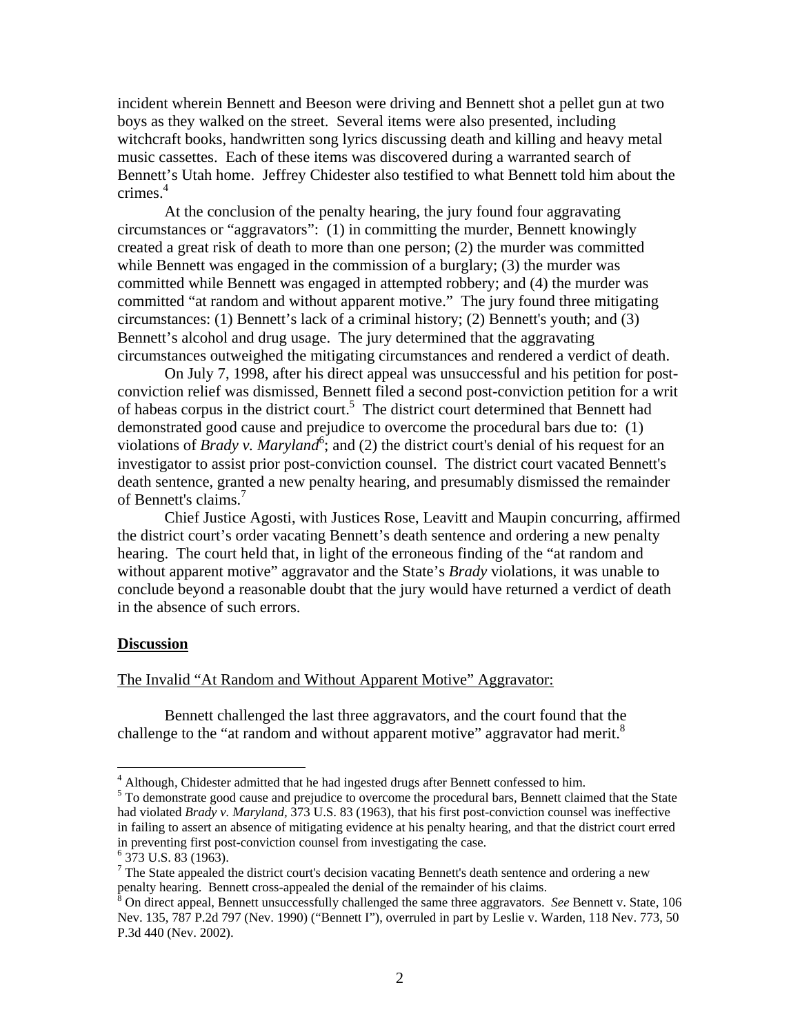incident wherein Bennett and Beeson were driving and Bennett shot a pellet gun at two boys as they walked on the street. Several items were also presented, including witchcraft books, handwritten song lyrics discussing death and killing and heavy metal music cassettes. Each of these items was discovered during a warranted search of Bennett's Utah home. Jeffrey Chidester also testified to what Bennett told him about the crimes.[4]

At the conclusion of the penalty hearing, the jury found four aggravating circumstances or "aggravators": (1) in committing the murder, Bennett knowingly created a great risk of death to more than one person; (2) the murder was committed while Bennett was engaged in the commission of a burglary; (3) the murder was committed while Bennett was engaged in attempted robbery; and (4) the murder was committed "at random and without apparent motive." The jury found three mitigating circumstances: (1) Bennett's lack of a criminal history; (2) Bennett's youth; and (3) Bennett's alcohol and drug usage. The jury determined that the aggravating circumstances outweighed the mitigating circumstances and rendered a verdict of death.

On July 7, 1998, after his direct appeal was unsuccessful and his petition for post-conviction relief was dismissed, Bennett filed a second post-conviction petition for a writ of habeas corpus in the district court.[5] The district court determined that Bennett had demonstrated good cause and prejudice to overcome the procedural bars due to: (1) violations of *Brady v. Maryland*[6]; and (2) the district court's denial of his request for an investigator to assist prior post-conviction counsel. The district court vacated Bennett's death sentence, granted a new penalty hearing, and presumably dismissed the remainder of Bennett's claims.[7]

Chief Justice Agosti, with Justices Rose, Leavitt and Maupin concurring, affirmed the district court's order vacating Bennett's death sentence and ordering a new penalty hearing. The court held that, in light of the erroneous finding of the "at random and without apparent motive" aggravator and the State's *Brady* violations, it was unable to conclude beyond a reasonable doubt that the jury would have returned a verdict of death in the absence of such errors.

## Discussion

### The Invalid "At Random and Without Apparent Motive" Aggravator:

Bennett challenged the last three aggravators, and the court found that the challenge to the "at random and without apparent motive" aggravator had merit.[8]

---

[4] Although, Chidester admitted that he had ingested drugs after Bennett confessed to him.

[5] To demonstrate good cause and prejudice to overcome the procedural bars, Bennett claimed that the State had violated *Brady v. Maryland,* 373 U.S. 83 (1963), that his first post-conviction counsel was ineffective in failing to assert an absence of mitigating evidence at his penalty hearing, and that the district court erred in preventing first post-conviction counsel from investigating the case.

[6] 373 U.S. 83 (1963).

[7] The State appealed the district court's decision vacating Bennett's death sentence and ordering a new penalty hearing. Bennett cross-appealed the denial of the remainder of his claims.

[8] On direct appeal, Bennett unsuccessfully challenged the same three aggravators. *See* Bennett v. State, 106 Nev. 135, 787 P.2d 797 (Nev. 1990) ("Bennett I"), overruled in part by Leslie v. Warden, 118 Nev. 773, 50 P.3d 440 (Nev. 2002).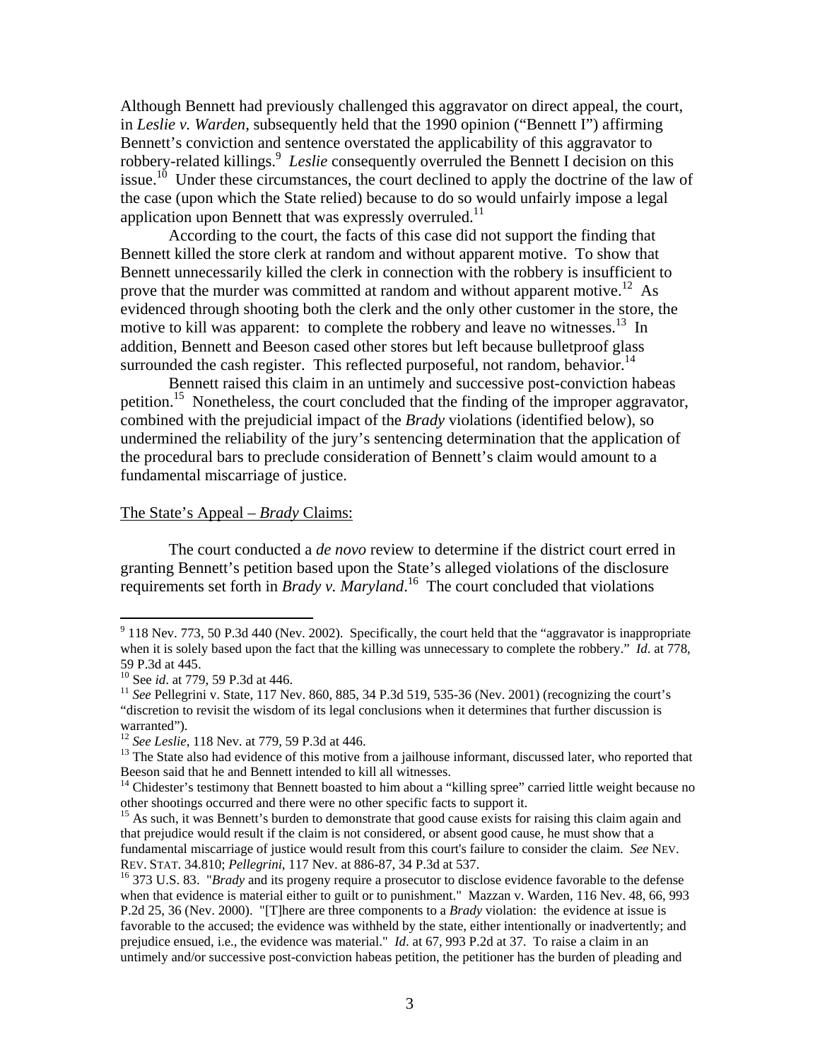Although Bennett had previously challenged this aggravator on direct appeal, the court, in *Leslie v. Warden*, subsequently held that the 1990 opinion ("Bennett I") affirming Bennett's conviction and sentence overstated the applicability of this aggravator to robbery-related killings.[9] *Leslie* consequently overruled the Bennett I decision on this issue.[10] Under these circumstances, the court declined to apply the doctrine of the law of the case (upon which the State relied) because to do so would unfairly impose a legal application upon Bennett that was expressly overruled.[11]

According to the court, the facts of this case did not support the finding that Bennett killed the store clerk at random and without apparent motive. To show that Bennett unnecessarily killed the clerk in connection with the robbery is insufficient to prove that the murder was committed at random and without apparent motive.[12] As evidenced through shooting both the clerk and the only other customer in the store, the motive to kill was apparent: to complete the robbery and leave no witnesses.[13] In addition, Bennett and Beeson cased other stores but left because bulletproof glass surrounded the cash register. This reflected purposeful, not random, behavior.[14]

Bennett raised this claim in an untimely and successive post-conviction habeas petition.[15] Nonetheless, the court concluded that the finding of the improper aggravator, combined with the prejudicial impact of the *Brady* violations (identified below), so undermined the reliability of the jury's sentencing determination that the application of the procedural bars to preclude consideration of Bennett's claim would amount to a fundamental miscarriage of justice.

The State's Appeal – *Brady* Claims:

The court conducted a *de novo* review to determine if the district court erred in granting Bennett's petition based upon the State's alleged violations of the disclosure requirements set forth in *Brady v. Maryland*.[16] The court concluded that violations

---

[9] 118 Nev. 773, 50 P.3d 440 (Nev. 2002). Specifically, the court held that the "aggravator is inappropriate when it is solely based upon the fact that the killing was unnecessary to complete the robbery." *Id*. at 778, 59 P.3d at 445.

[10] See *id*. at 779, 59 P.3d at 446.

[11] *See* Pellegrini v. State, 117 Nev. 860, 885, 34 P.3d 519, 535-36 (Nev. 2001) (recognizing the court's "discretion to revisit the wisdom of its legal conclusions when it determines that further discussion is warranted").

[12] *See Leslie*, 118 Nev. at 779, 59 P.3d at 446.

[13] The State also had evidence of this motive from a jailhouse informant, discussed later, who reported that Beeson said that he and Bennett intended to kill all witnesses.

[14] Chidester's testimony that Bennett boasted to him about a "killing spree" carried little weight because no other shootings occurred and there were no other specific facts to support it.

[15] As such, it was Bennett's burden to demonstrate that good cause exists for raising this claim again and that prejudice would result if the claim is not considered, or absent good cause, he must show that a fundamental miscarriage of justice would result from this court's failure to consider the claim. *See* NEV. REV. STAT. 34.810; *Pellegrini*, 117 Nev. at 886-87, 34 P.3d at 537.

[16] 373 U.S. 83. "*Brady* and its progeny require a prosecutor to disclose evidence favorable to the defense when that evidence is material either to guilt or to punishment." Mazzan v. Warden, 116 Nev. 48, 66, 993 P.2d 25, 36 (Nev. 2000). "[T]here are three components to a *Brady* violation: the evidence at issue is favorable to the accused; the evidence was withheld by the state, either intentionally or inadvertently; and prejudice ensued, i.e., the evidence was material." *Id*. at 67, 993 P.2d at 37. To raise a claim in an untimely and/or successive post-conviction habeas petition, the petitioner has the burden of pleading and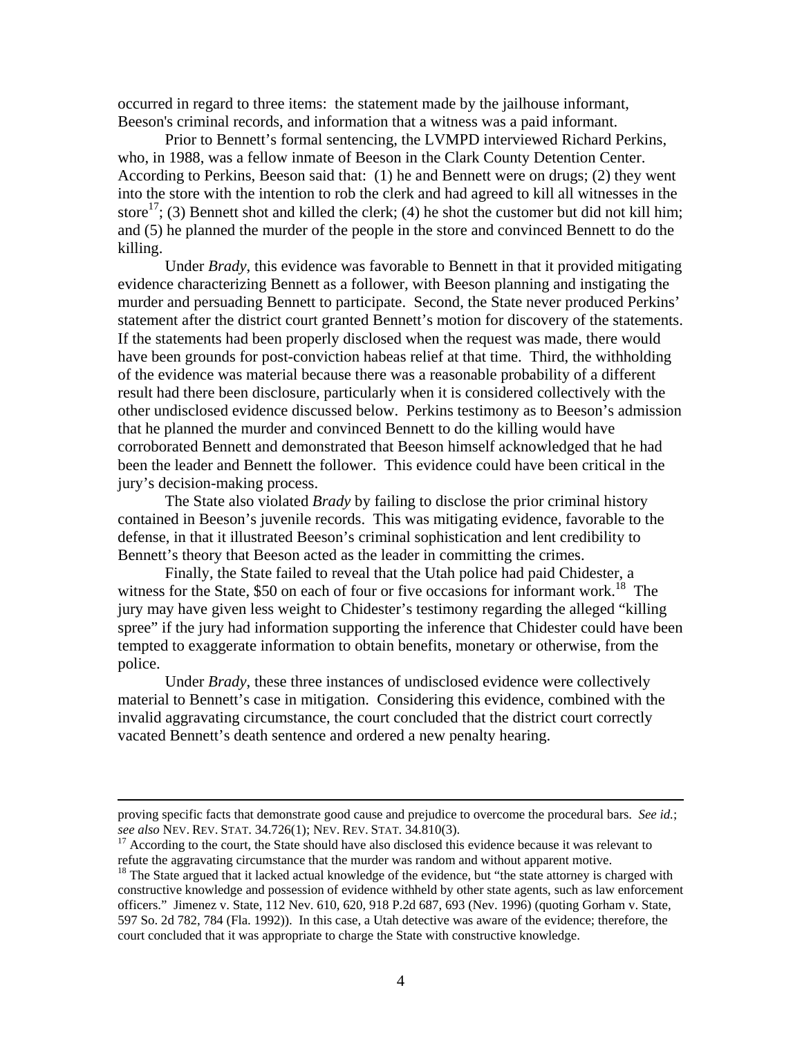occurred in regard to three items: the statement made by the jailhouse informant, Beeson's criminal records, and information that a witness was a paid informant.

Prior to Bennett's formal sentencing, the LVMPD interviewed Richard Perkins, who, in 1988, was a fellow inmate of Beeson in the Clark County Detention Center. According to Perkins, Beeson said that: (1) he and Bennett were on drugs; (2) they went into the store with the intention to rob the clerk and had agreed to kill all witnesses in the store[17]; (3) Bennett shot and killed the clerk; (4) he shot the customer but did not kill him; and (5) he planned the murder of the people in the store and convinced Bennett to do the killing.

Under *Brady*, this evidence was favorable to Bennett in that it provided mitigating evidence characterizing Bennett as a follower, with Beeson planning and instigating the murder and persuading Bennett to participate. Second, the State never produced Perkins' statement after the district court granted Bennett's motion for discovery of the statements. If the statements had been properly disclosed when the request was made, there would have been grounds for post-conviction habeas relief at that time. Third, the withholding of the evidence was material because there was a reasonable probability of a different result had there been disclosure, particularly when it is considered collectively with the other undisclosed evidence discussed below. Perkins testimony as to Beeson's admission that he planned the murder and convinced Bennett to do the killing would have corroborated Bennett and demonstrated that Beeson himself acknowledged that he had been the leader and Bennett the follower. This evidence could have been critical in the jury's decision-making process.

The State also violated *Brady* by failing to disclose the prior criminal history contained in Beeson's juvenile records. This was mitigating evidence, favorable to the defense, in that it illustrated Beeson's criminal sophistication and lent credibility to Bennett's theory that Beeson acted as the leader in committing the crimes.

Finally, the State failed to reveal that the Utah police had paid Chidester, a witness for the State, $50 on each of four or five occasions for informant work.[18] The jury may have given less weight to Chidester's testimony regarding the alleged "killing spree" if the jury had information supporting the inference that Chidester could have been tempted to exaggerate information to obtain benefits, monetary or otherwise, from the police.

Under *Brady*, these three instances of undisclosed evidence were collectively material to Bennett's case in mitigation. Considering this evidence, combined with the invalid aggravating circumstance, the court concluded that the district court correctly vacated Bennett's death sentence and ordered a new penalty hearing.

---

proving specific facts that demonstrate good cause and prejudice to overcome the procedural bars. *See id.*; *see also* NEV. REV. STAT. 34.726(1); NEV. REV. STAT. 34.810(3).

[17] According to the court, the State should have also disclosed this evidence because it was relevant to refute the aggravating circumstance that the murder was random and without apparent motive.

[18] The State argued that it lacked actual knowledge of the evidence, but "the state attorney is charged with constructive knowledge and possession of evidence withheld by other state agents, such as law enforcement officers." Jimenez v. State, 112 Nev. 610, 620, 918 P.2d 687, 693 (Nev. 1996) (quoting Gorham v. State, 597 So. 2d 782, 784 (Fla. 1992)). In this case, a Utah detective was aware of the evidence; therefore, the court concluded that it was appropriate to charge the State with constructive knowledge.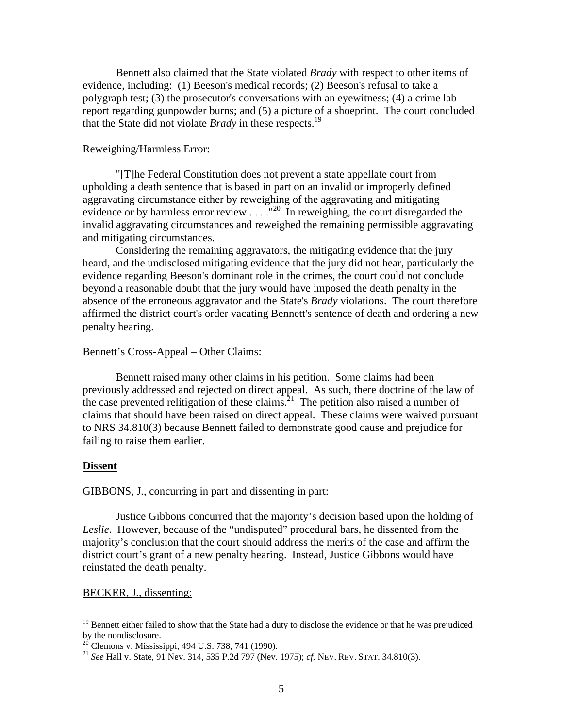Bennett also claimed that the State violated *Brady* with respect to other items of evidence, including: (1) Beeson's medical records; (2) Beeson's refusal to take a polygraph test; (3) the prosecutor's conversations with an eyewitness; (4) a crime lab report regarding gunpowder burns; and (5) a picture of a shoeprint. The court concluded that the State did not violate *Brady* in these respects.[19]

<u>Reweighing/Harmless Error:</u>

"[T]he Federal Constitution does not prevent a state appellate court from upholding a death sentence that is based in part on an invalid or improperly defined aggravating circumstance either by reweighing of the aggravating and mitigating evidence or by harmless error review . . . ."[20] In reweighing, the court disregarded the invalid aggravating circumstances and reweighed the remaining permissible aggravating and mitigating circumstances.

Considering the remaining aggravators, the mitigating evidence that the jury heard, and the undisclosed mitigating evidence that the jury did not hear, particularly the evidence regarding Beeson's dominant role in the crimes, the court could not conclude beyond a reasonable doubt that the jury would have imposed the death penalty in the absence of the erroneous aggravator and the State's *Brady* violations. The court therefore affirmed the district court's order vacating Bennett's sentence of death and ordering a new penalty hearing.

<u>Bennett's Cross-Appeal – Other Claims:</u>

Bennett raised many other claims in his petition. Some claims had been previously addressed and rejected on direct appeal. As such, there doctrine of the law of the case prevented relitigation of these claims.[21] The petition also raised a number of claims that should have been raised on direct appeal. These claims were waived pursuant to NRS 34.810(3) because Bennett failed to demonstrate good cause and prejudice for failing to raise them earlier.

## **Dissent**

<u>GIBBONS, J., concurring in part and dissenting in part:</u>

Justice Gibbons concurred that the majority's decision based upon the holding of *Leslie*. However, because of the "undisputed" procedural bars, he dissented from the majority's conclusion that the court should address the merits of the case and affirm the district court's grant of a new penalty hearing. Instead, Justice Gibbons would have reinstated the death penalty.

<u>BECKER, J., dissenting:</u>

---

[19] Bennett either failed to show that the State had a duty to disclose the evidence or that he was prejudiced by the nondisclosure.

[20] Clemons v. Mississippi, 494 U.S. 738, 741 (1990).

[21] *See* Hall v. State, 91 Nev. 314, 535 P.2d 797 (Nev. 1975); *cf.* NEV. REV. STAT. 34.810(3).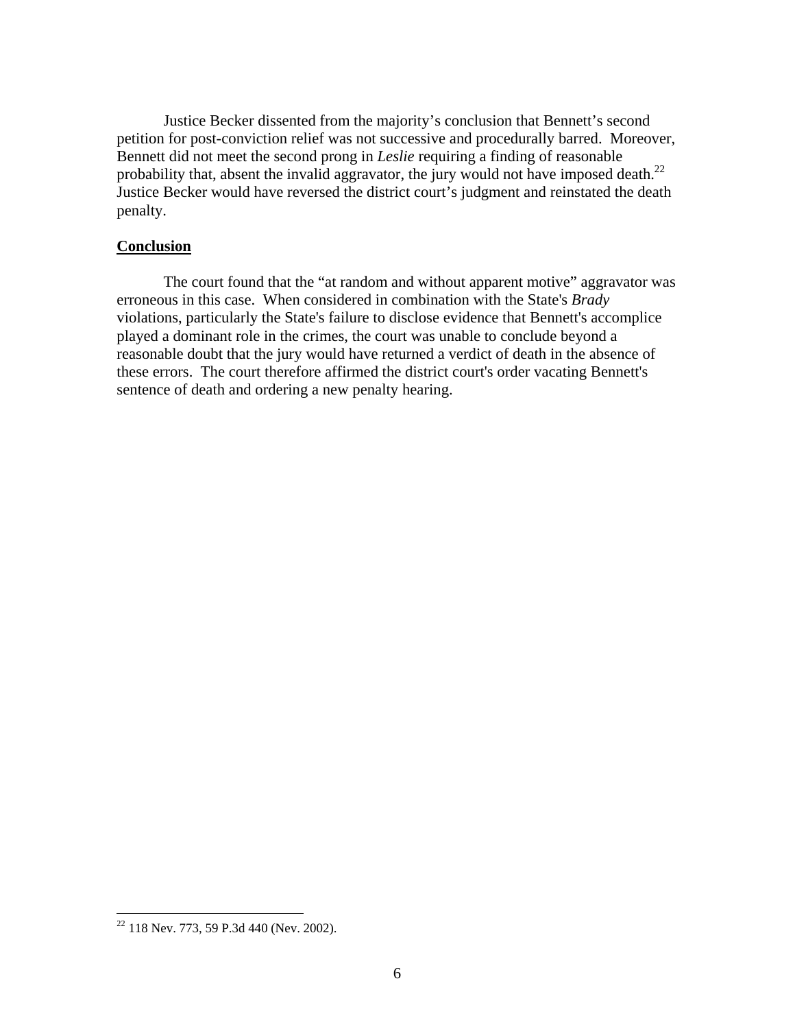Justice Becker dissented from the majority's conclusion that Bennett's second petition for post-conviction relief was not successive and procedurally barred. Moreover, Bennett did not meet the second prong in *Leslie* requiring a finding of reasonable probability that, absent the invalid aggravator, the jury would not have imposed death.[22] Justice Becker would have reversed the district court's judgment and reinstated the death penalty.

**Conclusion**

The court found that the "at random and without apparent motive" aggravator was erroneous in this case. When considered in combination with the State's *Brady* violations, particularly the State's failure to disclose evidence that Bennett's accomplice played a dominant role in the crimes, the court was unable to conclude beyond a reasonable doubt that the jury would have returned a verdict of death in the absence of these errors. The court therefore affirmed the district court's order vacating Bennett's sentence of death and ordering a new penalty hearing.

---

[22] 118 Nev. 773, 59 P.3d 440 (Nev. 2002).